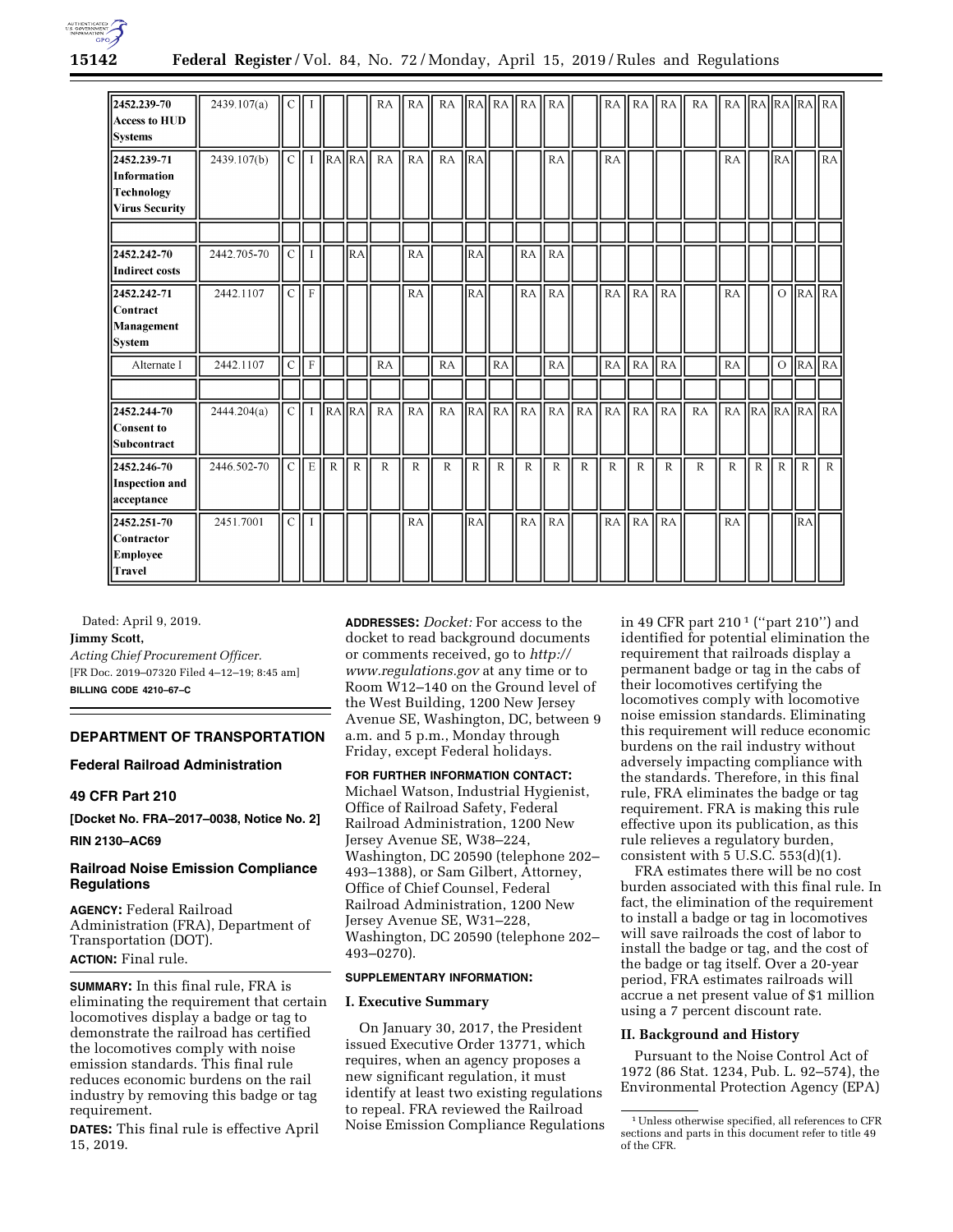| | | | | | | | | | | | | | | | | | | | | | | |
|---|---|---|---|---|---|---|---|---|---|---|---|---|---|---|---|---|---|---|---|---|---|---|
| **2452.239-70 Access to HUD Systems** | 2439.107(a) | C | I | | | RA | RA | RA | RA | RA | RA | RA | | RA | RA | RA | RA | RA | RA | RA | RA | RA |
| **2452.239-71 Information Technology Virus Security** | 2439.107(b) | C | I | RA | RA | RA | RA | RA | RA | | | RA | | RA | | | | RA | | RA | | RA |
| | | | | | | | | | | | | | | | | | | | | | | |
| **2452.242-70 Indirect costs** | 2442.705-70 | C | I | | RA | | RA | | RA | | RA | RA | | | | | | | | | | |
| **2452.242-71 Contract Management System** | 2442.1107 | C | F | | | | RA | | RA | | RA | RA | | RA | RA | RA | | RA | | O | RA | RA |
| Alternate I | 2442.1107 | C | F | | | RA | | RA | | RA | | RA | | RA | RA | RA | | RA | | O | RA | RA |
| | | | | | | | | | | | | | | | | | | | | | | |
| **2452.244-70 Consent to Subcontract** | 2444.204(a) | C | I | RA | RA | RA | RA | RA | RA | RA | RA | RA | RA | RA | RA | RA | RA | RA | RA | RA | RA | RA |
| **2452.246-70 Inspection and acceptance** | 2446.502-70 | C | E | R | R | R | R | R | R | R | R | R | R | R | R | R | R | R | R | R | R | R |
| **2452.251-70 Contractor Employee Travel** | 2451.7001 | C | I | | | | RA | | RA | | RA | RA | | RA | RA | RA | | RA | | | RA | |

Dated: April 9, 2019.

**Jimmy Scott,**

*Acting Chief Procurement Officer.*

[FR Doc. 2019–07320 Filed 4–12–19; 8:45 am]

**BILLING CODE 4210–67–C**

## DEPARTMENT OF TRANSPORTATION

### Federal Railroad Administration

### 49 CFR Part 210

**[Docket No. FRA–2017–0038, Notice No. 2]**

**RIN 2130–AC69**

### Railroad Noise Emission Compliance Regulations

**AGENCY:** Federal Railroad Administration (FRA), Department of Transportation (DOT).

**ACTION:** Final rule.

**SUMMARY:** In this final rule, FRA is eliminating the requirement that certain locomotives display a badge or tag to demonstrate the railroad has certified the locomotives comply with noise emission standards. This final rule reduces economic burdens on the rail industry by removing this badge or tag requirement.

**DATES:** This final rule is effective April 15, 2019.

**ADDRESSES:** *Docket:* For access to the docket to read background documents or comments received, go to *http://www.regulations.gov* at any time or to Room W12–140 on the Ground level of the West Building, 1200 New Jersey Avenue SE, Washington, DC, between 9 a.m. and 5 p.m., Monday through Friday, except Federal holidays.

**FOR FURTHER INFORMATION CONTACT:** Michael Watson, Industrial Hygienist, Office of Railroad Safety, Federal Railroad Administration, 1200 New Jersey Avenue SE, W38–224, Washington, DC 20590 (telephone 202–493–1388), or Sam Gilbert, Attorney, Office of Chief Counsel, Federal Railroad Administration, 1200 New Jersey Avenue SE, W31–228, Washington, DC 20590 (telephone 202–493–0270).

**SUPPLEMENTARY INFORMATION:**

### I. Executive Summary

On January 30, 2017, the President issued Executive Order 13771, which requires, when an agency proposes a new significant regulation, it must identify at least two existing regulations to repeal. FRA reviewed the Railroad Noise Emission Compliance Regulations in 49 CFR part 210[1] ("part 210") and identified for potential elimination the requirement that railroads display a permanent badge or tag in the cabs of their locomotives certifying the locomotives comply with locomotive noise emission standards. Eliminating this requirement will reduce economic burdens on the rail industry without adversely impacting compliance with the standards. Therefore, in this final rule, FRA eliminates the badge or tag requirement. FRA is making this rule effective upon its publication, as this rule relieves a regulatory burden, consistent with 5 U.S.C. 553(d)(1).

FRA estimates there will be no cost burden associated with this final rule. In fact, the elimination of the requirement to install a badge or tag in locomotives will save railroads the cost of labor to install the badge or tag, and the cost of the badge or tag itself. Over a 20-year period, FRA estimates railroads will accrue a net present value of $1 million using a 7 percent discount rate.

### II. Background and History

Pursuant to the Noise Control Act of 1972 (86 Stat. 1234, Pub. L. 92–574), the Environmental Protection Agency (EPA)

[1] Unless otherwise specified, all references to CFR sections and parts in this document refer to title 49 of the CFR.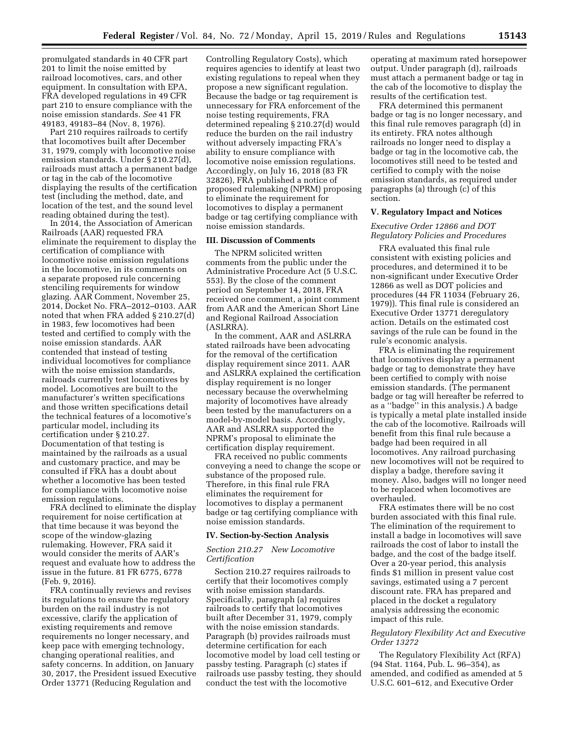promulgated standards in 40 CFR part 201 to limit the noise emitted by railroad locomotives, cars, and other equipment. In consultation with EPA, FRA developed regulations in 49 CFR part 210 to ensure compliance with the noise emission standards. *See* 41 FR 49183, 49183–84 (Nov. 8, 1976).

Part 210 requires railroads to certify that locomotives built after December 31, 1979, comply with locomotive noise emission standards. Under § 210.27(d), railroads must attach a permanent badge or tag in the cab of the locomotive displaying the results of the certification test (including the method, date, and location of the test, and the sound level reading obtained during the test).

In 2014, the Association of American Railroads (AAR) requested FRA eliminate the requirement to display the certification of compliance with locomotive noise emission regulations in the locomotive, in its comments on a separate proposed rule concerning stenciling requirements for window glazing. AAR Comment, November 25, 2014, Docket No. FRA–2012–0103. AAR noted that when FRA added § 210.27(d) in 1983, few locomotives had been tested and certified to comply with the noise emission standards. AAR contended that instead of testing individual locomotives for compliance with the noise emission standards, railroads currently test locomotives by model. Locomotives are built to the manufacturer's written specifications and those written specifications detail the technical features of a locomotive's particular model, including its certification under § 210.27. Documentation of that testing is maintained by the railroads as a usual and customary practice, and may be consulted if FRA has a doubt about whether a locomotive has been tested for compliance with locomotive noise emission regulations.

FRA declined to eliminate the display requirement for noise certification at that time because it was beyond the scope of the window-glazing rulemaking. However, FRA said it would consider the merits of AAR's request and evaluate how to address the issue in the future. 81 FR 6775, 6778 (Feb. 9, 2016).

FRA continually reviews and revises its regulations to ensure the regulatory burden on the rail industry is not excessive, clarify the application of existing requirements and remove requirements no longer necessary, and keep pace with emerging technology, changing operational realities, and safety concerns. In addition, on January 30, 2017, the President issued Executive Order 13771 (Reducing Regulation and Controlling Regulatory Costs), which requires agencies to identify at least two existing regulations to repeal when they propose a new significant regulation. Because the badge or tag requirement is unnecessary for FRA enforcement of the noise testing requirements, FRA determined repealing § 210.27(d) would reduce the burden on the rail industry without adversely impacting FRA's ability to ensure compliance with locomotive noise emission regulations. Accordingly, on July 16, 2018 (83 FR 32826), FRA published a notice of proposed rulemaking (NPRM) proposing to eliminate the requirement for locomotives to display a permanent badge or tag certifying compliance with noise emission standards.

## III. Discussion of Comments

The NPRM solicited written comments from the public under the Administrative Procedure Act (5 U.S.C. 553). By the close of the comment period on September 14, 2018, FRA received one comment, a joint comment from AAR and the American Short Line and Regional Railroad Association (ASLRRA).

In the comment, AAR and ASLRRA stated railroads have been advocating for the removal of the certification display requirement since 2011. AAR and ASLRRA explained the certification display requirement is no longer necessary because the overwhelming majority of locomotives have already been tested by the manufacturers on a model-by-model basis. Accordingly, AAR and ASLRRA supported the NPRM's proposal to eliminate the certification display requirement.

FRA received no public comments conveying a need to change the scope or substance of the proposed rule. Therefore, in this final rule FRA eliminates the requirement for locomotives to display a permanent badge or tag certifying compliance with noise emission standards.

## IV. Section-by-Section Analysis

### *Section 210.27 New Locomotive Certification*

Section 210.27 requires railroads to certify that their locomotives comply with noise emission standards. Specifically, paragraph (a) requires railroads to certify that locomotives built after December 31, 1979, comply with the noise emission standards. Paragraph (b) provides railroads must determine certification for each locomotive model by load cell testing or passby testing. Paragraph (c) states if railroads use passby testing, they should conduct the test with the locomotive operating at maximum rated horsepower output. Under paragraph (d), railroads must attach a permanent badge or tag in the cab of the locomotive to display the results of the certification test.

FRA determined this permanent badge or tag is no longer necessary, and this final rule removes paragraph (d) in its entirety. FRA notes although railroads no longer need to display a badge or tag in the locomotive cab, the locomotives still need to be tested and certified to comply with the noise emission standards, as required under paragraphs (a) through (c) of this section.

## V. Regulatory Impact and Notices

### *Executive Order 12866 and DOT Regulatory Policies and Procedures*

FRA evaluated this final rule consistent with existing policies and procedures, and determined it to be non-significant under Executive Order 12866 as well as DOT policies and procedures (44 FR 11034 (February 26, 1979)). This final rule is considered an Executive Order 13771 deregulatory action. Details on the estimated cost savings of the rule can be found in the rule's economic analysis.

FRA is eliminating the requirement that locomotives display a permanent badge or tag to demonstrate they have been certified to comply with noise emission standards. (The permanent badge or tag will hereafter be referred to as a "badge" in this analysis.) A badge is typically a metal plate installed inside the cab of the locomotive. Railroads will benefit from this final rule because a badge had been required in all locomotives. Any railroad purchasing new locomotives will not be required to display a badge, therefore saving it money. Also, badges will no longer need to be replaced when locomotives are overhauled.

FRA estimates there will be no cost burden associated with this final rule. The elimination of the requirement to install a badge in locomotives will save railroads the cost of labor to install the badge, and the cost of the badge itself. Over a 20-year period, this analysis finds $1 million in present value cost savings, estimated using a 7 percent discount rate. FRA has prepared and placed in the docket a regulatory analysis addressing the economic impact of this rule.

### *Regulatory Flexibility Act and Executive Order 13272*

The Regulatory Flexibility Act (RFA) (94 Stat. 1164, Pub. L. 96–354), as amended, and codified as amended at 5 U.S.C. 601–612, and Executive Order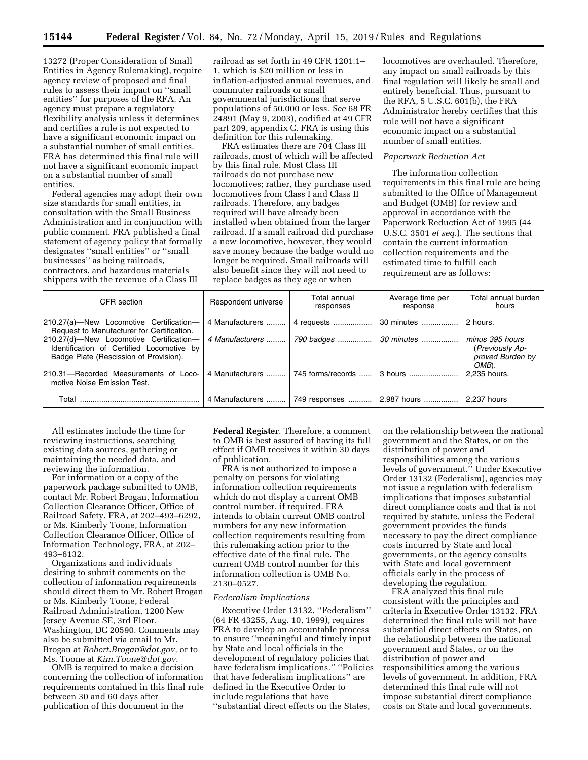13272 (Proper Consideration of Small Entities in Agency Rulemaking), require agency review of proposed and final rules to assess their impact on ''small entities'' for purposes of the RFA. An agency must prepare a regulatory flexibility analysis unless it determines and certifies a rule is not expected to have a significant economic impact on a substantial number of small entities. FRA has determined this final rule will not have a significant economic impact on a substantial number of small entities.

Federal agencies may adopt their own size standards for small entities, in consultation with the Small Business Administration and in conjunction with public comment. FRA published a final statement of agency policy that formally designates ''small entities'' or ''small businesses'' as being railroads, contractors, and hazardous materials shippers with the revenue of a Class III railroad as set forth in 49 CFR 1201.1–1, which is $20 million or less in inflation-adjusted annual revenues, and commuter railroads or small governmental jurisdictions that serve populations of 50,000 or less. *See* 68 FR 24891 (May 9, 2003), codified at 49 CFR part 209, appendix C. FRA is using this definition for this rulemaking.

FRA estimates there are 704 Class III railroads, most of which will be affected by this final rule. Most Class III railroads do not purchase new locomotives; rather, they purchase used locomotives from Class I and Class II railroads. Therefore, any badges required will have already been installed when obtained from the larger railroad. If a small railroad did purchase a new locomotive, however, they would save money because the badge would no longer be required. Small railroads will also benefit since they will not need to replace badges as they age or when locomotives are overhauled. Therefore, any impact on small railroads by this final regulation will likely be small and entirely beneficial. Thus, pursuant to the RFA, 5 U.S.C. 601(b), the FRA Administrator hereby certifies that this rule will not have a significant economic impact on a substantial number of small entities.

*Paperwork Reduction Act*

The information collection requirements in this final rule are being submitted to the Office of Management and Budget (OMB) for review and approval in accordance with the Paperwork Reduction Act of 1995 (44 U.S.C. 3501 *et seq.*). The sections that contain the current information collection requirements and the estimated time to fulfill each requirement are as follows:

| CFR section | Respondent universe | Total annual responses | Average time per response | Total annual burden hours |
|---|---|---|---|---|
| 210.27(a)—New Locomotive Certification—Request to Manufacturer for Certification. | 4 Manufacturers | 4 requests | 30 minutes | 2 hours. |
| *210.27(d)—New Locomotive Certification—Identification of Certified Locomotive by Badge Plate (Rescission of Provision).* | *4 Manufacturers* | *790 badges* | *30 minutes* | *minus 395 hours (Previously Approved Burden by OMB).* |
| 210.31—Recorded Measurements of Locomotive Noise Emission Test. | 4 Manufacturers | 745 forms/records | 3 hours | 2,235 hours. |
| Total | 4 Manufacturers | 749 responses | 2.987 hours | 2,237 hours |

All estimates include the time for reviewing instructions, searching existing data sources, gathering or maintaining the needed data, and reviewing the information.

For information or a copy of the paperwork package submitted to OMB, contact Mr. Robert Brogan, Information Collection Clearance Officer, Office of Railroad Safety, FRA, at 202–493–6292, or Ms. Kimberly Toone, Information Collection Clearance Officer, Office of Information Technology, FRA, at 202–493–6132.

Organizations and individuals desiring to submit comments on the collection of information requirements should direct them to Mr. Robert Brogan or Ms. Kimberly Toone, Federal Railroad Administration, 1200 New Jersey Avenue SE, 3rd Floor, Washington, DC 20590. Comments may also be submitted via email to Mr. Brogan at *Robert.Brogan@dot.gov,* or to Ms. Toone at *Kim.Toone@dot.gov.*

OMB is required to make a decision concerning the collection of information requirements contained in this final rule between 30 and 60 days after publication of this document in the **Federal Register**. Therefore, a comment to OMB is best assured of having its full effect if OMB receives it within 30 days of publication.

FRA is not authorized to impose a penalty on persons for violating information collection requirements which do not display a current OMB control number, if required. FRA intends to obtain current OMB control numbers for any new information collection requirements resulting from this rulemaking action prior to the effective date of the final rule. The current OMB control number for this information collection is OMB No. 2130–0527.

*Federalism Implications*

Executive Order 13132, ''Federalism'' (64 FR 43255, Aug. 10, 1999), requires FRA to develop an accountable process to ensure ''meaningful and timely input by State and local officials in the development of regulatory policies that have federalism implications.'' ''Policies that have federalism implications'' are defined in the Executive Order to include regulations that have ''substantial direct effects on the States, on the relationship between the national government and the States, or on the distribution of power and responsibilities among the various levels of government.'' Under Executive Order 13132 (Federalism), agencies may not issue a regulation with federalism implications that imposes substantial direct compliance costs and that is not required by statute, unless the Federal government provides the funds necessary to pay the direct compliance costs incurred by State and local governments, or the agency consults with State and local government officials early in the process of developing the regulation.

FRA analyzed this final rule consistent with the principles and criteria in Executive Order 13132. FRA determined the final rule will not have substantial direct effects on States, on the relationship between the national government and States, or on the distribution of power and responsibilities among the various levels of government. In addition, FRA determined this final rule will not impose substantial direct compliance costs on State and local governments.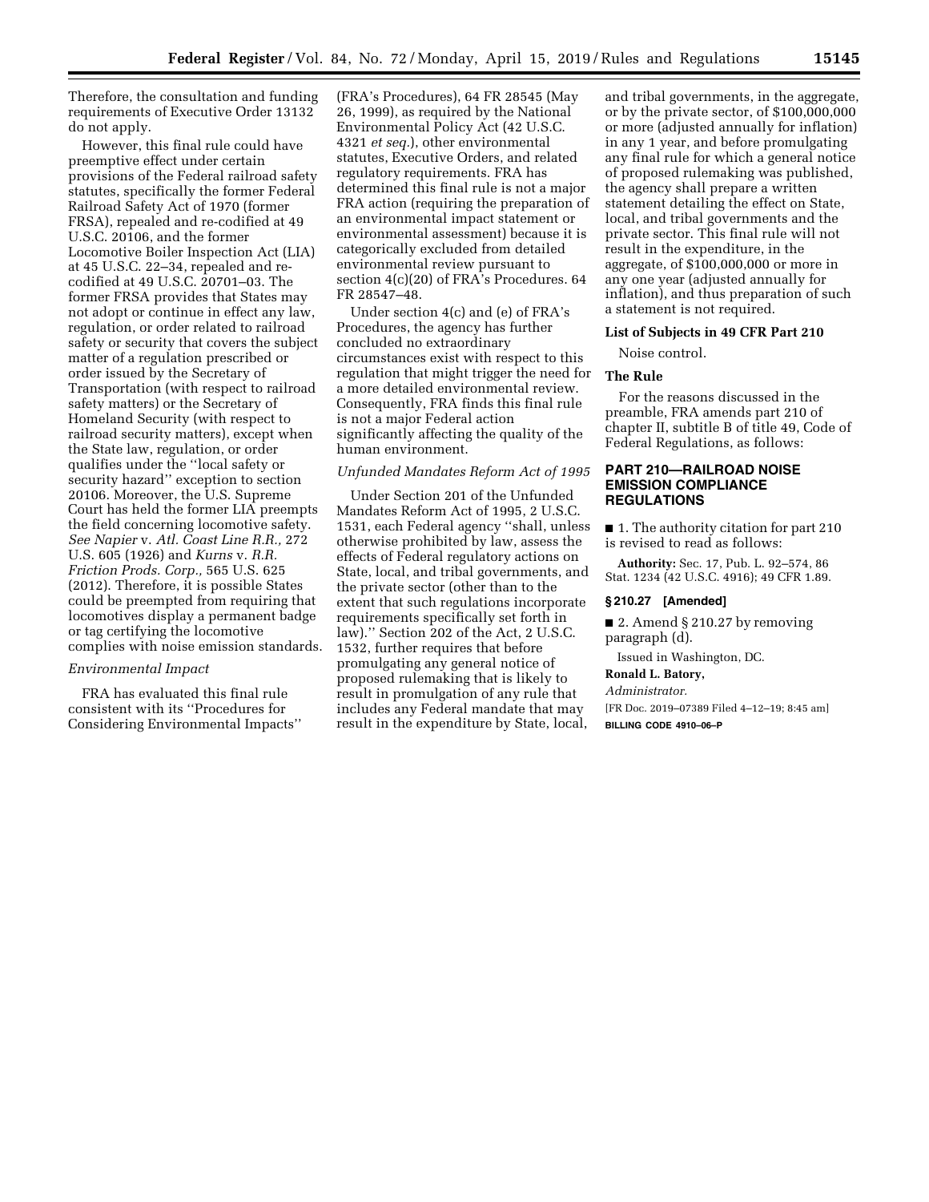Therefore, the consultation and funding requirements of Executive Order 13132 do not apply.

However, this final rule could have preemptive effect under certain provisions of the Federal railroad safety statutes, specifically the former Federal Railroad Safety Act of 1970 (former FRSA), repealed and re-codified at 49 U.S.C. 20106, and the former Locomotive Boiler Inspection Act (LIA) at 45 U.S.C. 22–34, repealed and re-codified at 49 U.S.C. 20701–03. The former FRSA provides that States may not adopt or continue in effect any law, regulation, or order related to railroad safety or security that covers the subject matter of a regulation prescribed or order issued by the Secretary of Transportation (with respect to railroad safety matters) or the Secretary of Homeland Security (with respect to railroad security matters), except when the State law, regulation, or order qualifies under the ''local safety or security hazard'' exception to section 20106. Moreover, the U.S. Supreme Court has held the former LIA preempts the field concerning locomotive safety. *See Napier* v. *Atl. Coast Line R.R.,* 272 U.S. 605 (1926) and *Kurns* v. *R.R. Friction Prods. Corp.,* 565 U.S. 625 (2012). Therefore, it is possible States could be preempted from requiring that locomotives display a permanent badge or tag certifying the locomotive complies with noise emission standards.

*Environmental Impact*

FRA has evaluated this final rule consistent with its ''Procedures for Considering Environmental Impacts'' (FRA's Procedures), 64 FR 28545 (May 26, 1999), as required by the National Environmental Policy Act (42 U.S.C. 4321 *et seq.*), other environmental statutes, Executive Orders, and related regulatory requirements. FRA has determined this final rule is not a major FRA action (requiring the preparation of an environmental impact statement or environmental assessment) because it is categorically excluded from detailed environmental review pursuant to section 4(c)(20) of FRA's Procedures. 64 FR 28547–48.

Under section 4(c) and (e) of FRA's Procedures, the agency has further concluded no extraordinary circumstances exist with respect to this regulation that might trigger the need for a more detailed environmental review. Consequently, FRA finds this final rule is not a major Federal action significantly affecting the quality of the human environment.

*Unfunded Mandates Reform Act of 1995*

Under Section 201 of the Unfunded Mandates Reform Act of 1995, 2 U.S.C. 1531, each Federal agency ''shall, unless otherwise prohibited by law, assess the effects of Federal regulatory actions on State, local, and tribal governments, and the private sector (other than to the extent that such regulations incorporate requirements specifically set forth in law).'' Section 202 of the Act, 2 U.S.C. 1532, further requires that before promulgating any general notice of proposed rulemaking that is likely to result in promulgation of any rule that includes any Federal mandate that may result in the expenditure by State, local, and tribal governments, in the aggregate, or by the private sector, of $100,000,000 or more (adjusted annually for inflation) in any 1 year, and before promulgating any final rule for which a general notice of proposed rulemaking was published, the agency shall prepare a written statement detailing the effect on State, local, and tribal governments and the private sector. This final rule will not result in the expenditure, in the aggregate, of $100,000,000 or more in any one year (adjusted annually for inflation), and thus preparation of such a statement is not required.

**List of Subjects in 49 CFR Part 210**

Noise control.

**The Rule**

For the reasons discussed in the preamble, FRA amends part 210 of chapter II, subtitle B of title 49, Code of Federal Regulations, as follows:

## PART 210—RAILROAD NOISE EMISSION COMPLIANCE REGULATIONS

■ 1. The authority citation for part 210 is revised to read as follows:

**Authority:** Sec. 17, Pub. L. 92–574, 86 Stat. 1234 (42 U.S.C. 4916); 49 CFR 1.89.

**§ 210.27 [Amended]**

■ 2. Amend § 210.27 by removing paragraph (d).

Issued in Washington, DC.

**Ronald L. Batory,**

*Administrator.*

[FR Doc. 2019–07389 Filed 4–12–19; 8:45 am]

**BILLING CODE 4910–06–P**